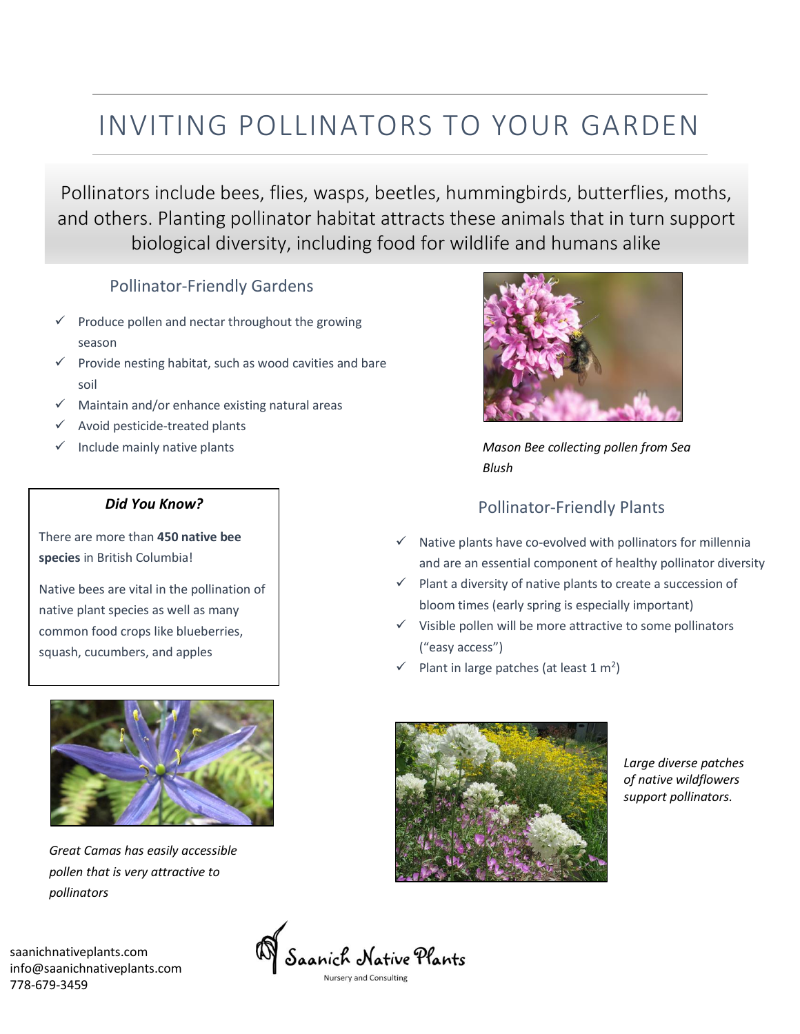# INVITING POLLINATORS TO YOUR GARDEN

Pollinators include bees, flies, wasps, beetles, hummingbirds, butterflies, moths, and others. Planting pollinator habitat attracts these animals that in turn support biological diversity, including food for wildlife and humans alike

## Pollinator-Friendly Gardens

- ✓ Produce pollen and nectar throughout the growing season
- ✓ Provide nesting habitat, such as wood cavities and bare soil
- ✓ Maintain and/or enhance existing natural areas
- ✓ Avoid pesticide-treated plants
- ✓ Include mainly native plants

*Mason Bee collecting pollen from Sea Blush*

### *Did You Know?*

There are more than **450 native bee species** in British Columbia!

Native bees are vital in the pollination of native plant species as well as many common food crops like blueberries, squash, cucumbers, and apples

## Pollinator-Friendly Plants

- ✓ Native plants have co-evolved with pollinators for millennia and are an essential component of healthy pollinator diversity
- ✓ Plant a diversity of native plants to create a succession of bloom times (early spring is especially important)
- ✓ Visible pollen will be more attractive to some pollinators ("easy access")
- ✓ Plant in large patches (at least 1 $m^2$)

*Great Camas has easily accessible pollen that is very attractive to pollinators*

*Large diverse patches of native wildflowers support pollinators.*

saanichnativeplants.com
info@saanichnativeplants.com
778-679-3459

Saanich Native Plants
Nursery and Consulting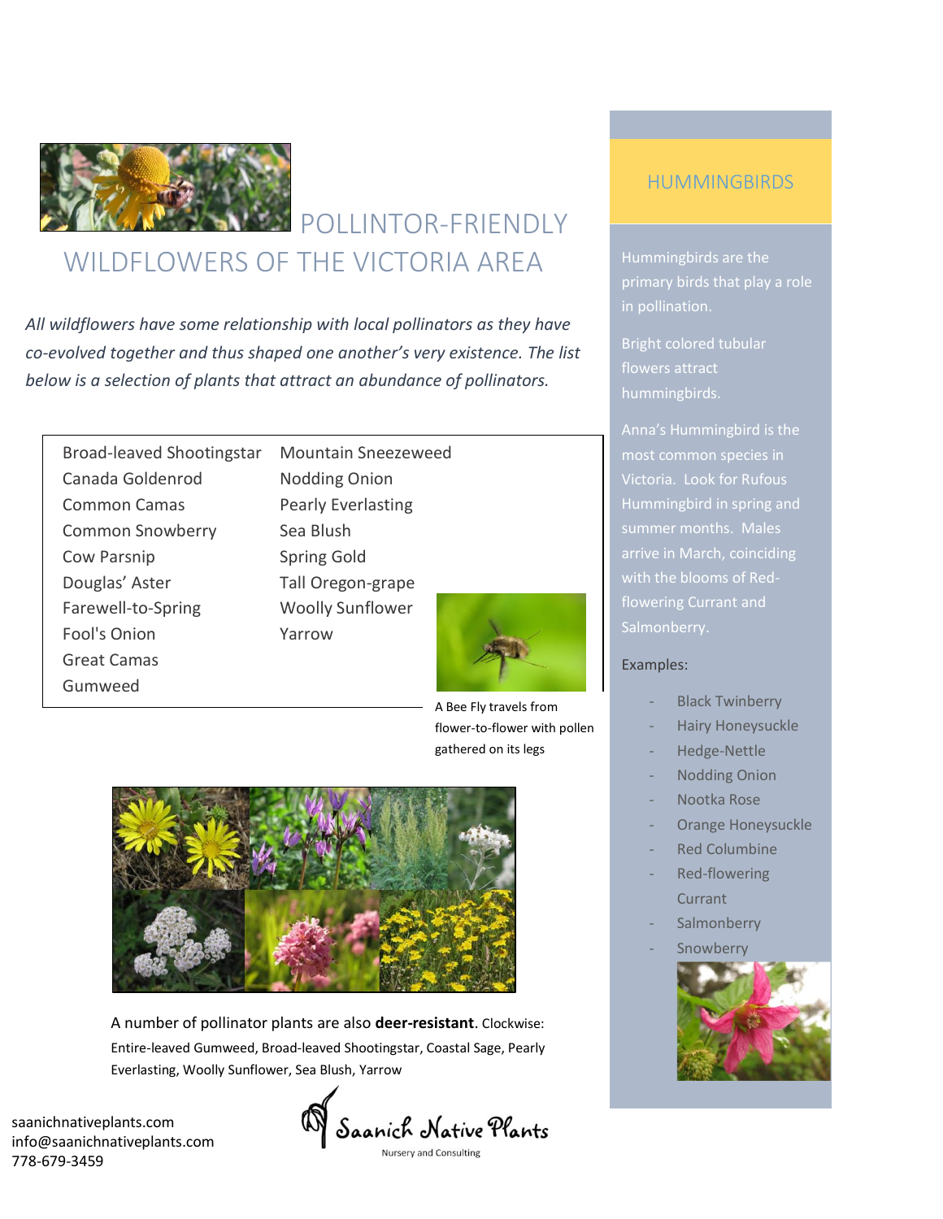# POLLINTOR-FRIENDLY WILDFLOWERS OF THE VICTORIA AREA

*All wildflowers have some relationship with local pollinators as they have co-evolved together and thus shaped one another's very existence. The list below is a selection of plants that attract an abundance of pollinators.*

- Broad-leaved Shootingstar
- Canada Goldenrod
- Common Camas
- Common Snowberry
- Cow Parsnip
- Douglas' Aster
- Farewell-to-Spring
- Fool's Onion
- Great Camas
- Gumweed
- Mountain Sneezeweed
- Nodding Onion
- Pearly Everlasting
- Sea Blush
- Spring Gold
- Tall Oregon-grape
- Woolly Sunflower
- Yarrow

A Bee Fly travels from flower-to-flower with pollen gathered on its legs

A number of pollinator plants are also **deer-resistant**. Clockwise: Entire-leaved Gumweed, Broad-leaved Shootingstar, Coastal Sage, Pearly Everlasting, Woolly Sunflower, Sea Blush, Yarrow

## HUMMINGBIRDS

Hummingbirds are the primary birds that play a role in pollination.

Bright colored tubular flowers attract hummingbirds.

Anna's Hummingbird is the most common species in Victoria. Look for Rufous Hummingbird in spring and summer months. Males arrive in March, coinciding with the blooms of Red-flowering Currant and Salmonberry.

Examples:

- Black Twinberry
- Hairy Honeysuckle
- Hedge-Nettle
- Nodding Onion
- Nootka Rose
- Orange Honeysuckle
- Red Columbine
- Red-flowering Currant
- Salmonberry
- Snowberry

saanichnativeplants.com
info@saanichnativeplants.com
778-679-3459

Saanich Native Plants
Nursery and Consulting